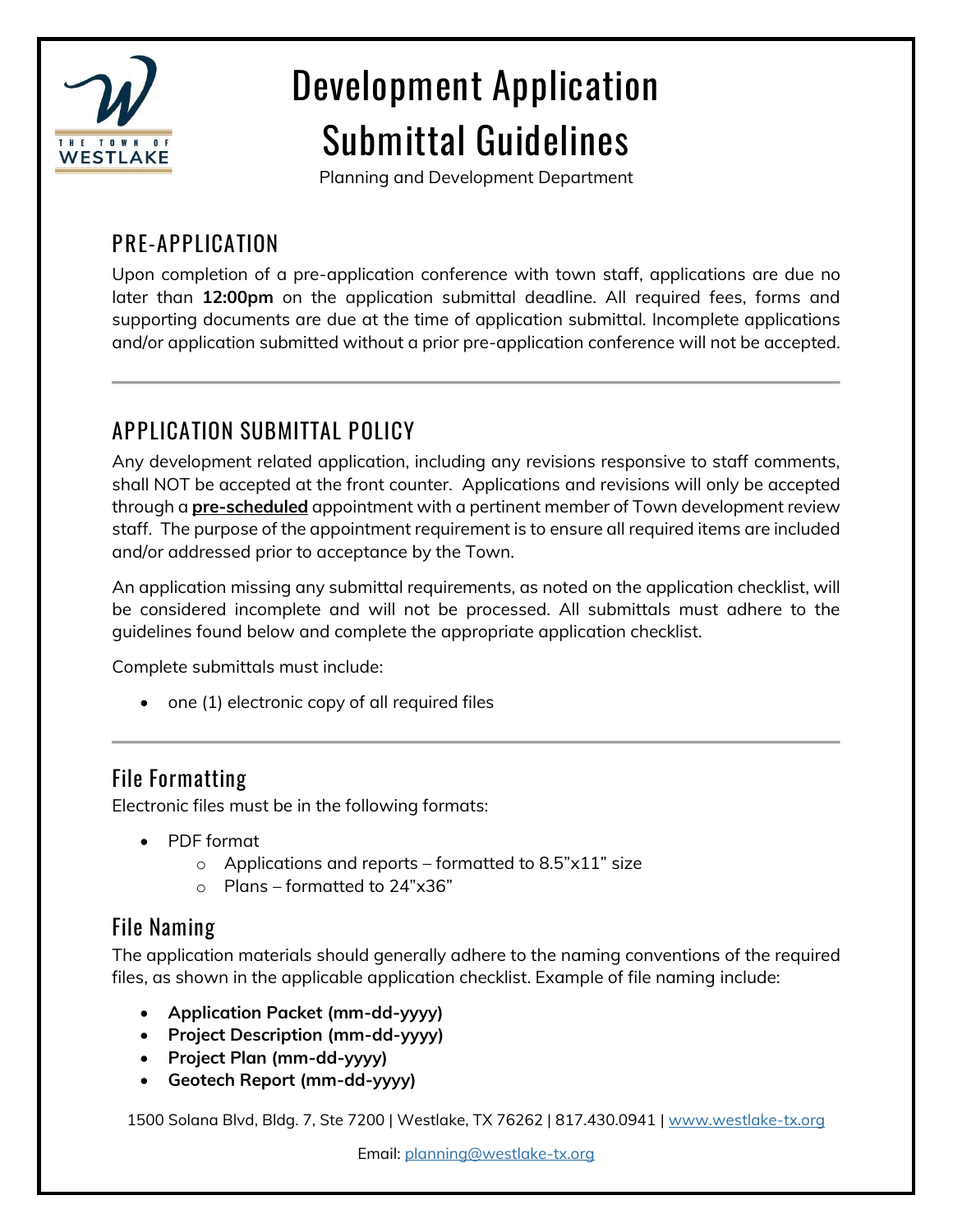# Development Application Submittal Guidelines

Planning and Development Department

## PRE-APPLICATION

Upon completion of a pre-application conference with town staff, applications are due no later than **12:00pm** on the application submittal deadline. All required fees, forms and supporting documents are due at the time of application submittal. Incomplete applications and/or application submitted without a prior pre-application conference will not be accepted.

---

## APPLICATION SUBMITTAL POLICY

Any development related application, including any revisions responsive to staff comments, shall NOT be accepted at the front counter. Applications and revisions will only be accepted through a **pre-scheduled** appointment with a pertinent member of Town development review staff. The purpose of the appointment requirement is to ensure all required items are included and/or addressed prior to acceptance by the Town.

An application missing any submittal requirements, as noted on the application checklist, will be considered incomplete and will not be processed. All submittals must adhere to the guidelines found below and complete the appropriate application checklist.

Complete submittals must include:

- one (1) electronic copy of all required files

---

### File Formatting

Electronic files must be in the following formats:

- PDF format
  - Applications and reports – formatted to 8.5"x11" size
  - Plans – formatted to 24"x36"

### File Naming

The application materials should generally adhere to the naming conventions of the required files, as shown in the applicable application checklist. Example of file naming include:

- **Application Packet (mm-dd-yyyy)**
- **Project Description (mm-dd-yyyy)**
- **Project Plan (mm-dd-yyyy)**
- **Geotech Report (mm-dd-yyyy)**

1500 Solana Blvd, Bldg. 7, Ste 7200 | Westlake, TX 76262 | 817.430.0941 | www.westlake-tx.org

Email: planning@westlake-tx.org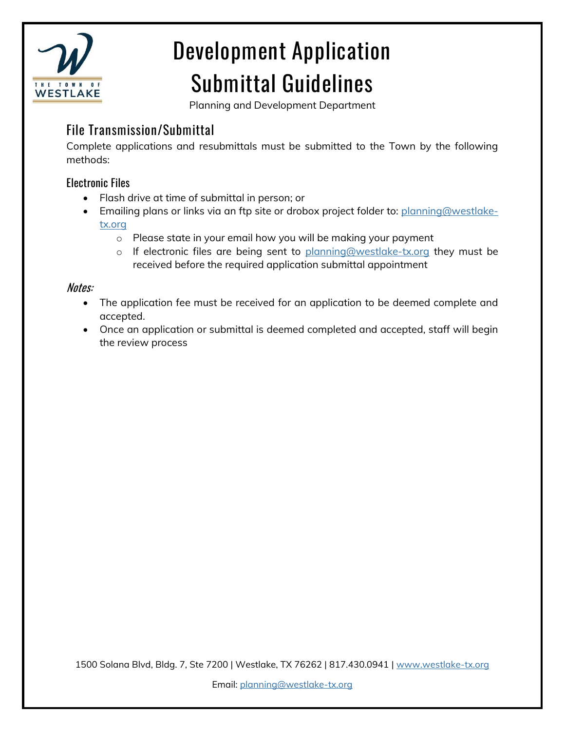# Development Application Submittal Guidelines

Planning and Development Department

## File Transmission/Submittal

Complete applications and resubmittals must be submitted to the Town by the following methods:

### Electronic Files

- Flash drive at time of submittal in person; or
- Emailing plans or links via an ftp site or drobox project folder to: planning@westlake-tx.org
  - Please state in your email how you will be making your payment
  - If electronic files are being sent to planning@westlake-tx.org they must be received before the required application submittal appointment

### *Notes:*

- The application fee must be received for an application to be deemed complete and accepted.
- Once an application or submittal is deemed completed and accepted, staff will begin the review process

1500 Solana Blvd, Bldg. 7, Ste 7200 | Westlake, TX 76262 | 817.430.0941 | www.westlake-tx.org

Email: planning@westlake-tx.org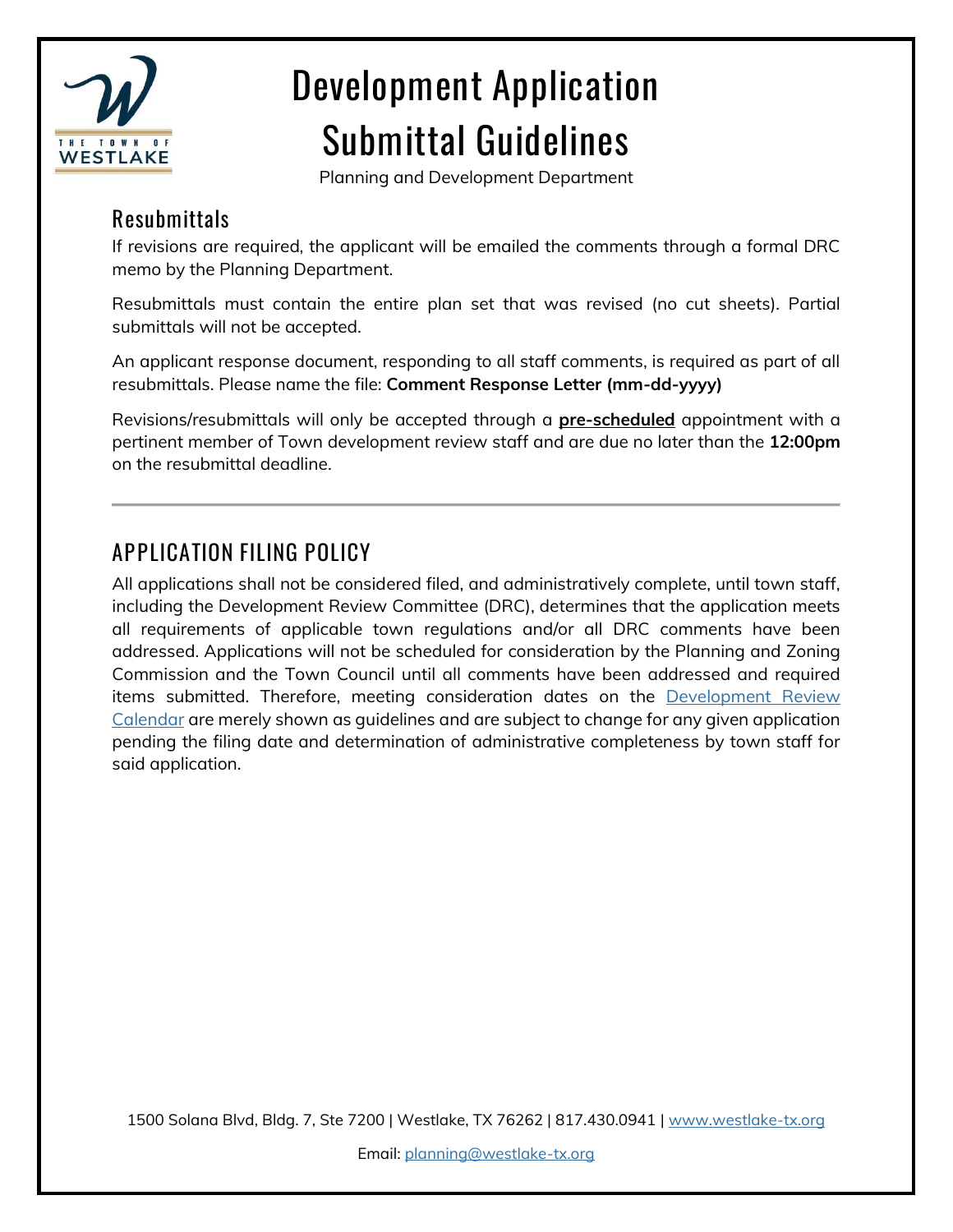# Development Application Submittal Guidelines

Planning and Development Department

## Resubmittals

If revisions are required, the applicant will be emailed the comments through a formal DRC memo by the Planning Department.

Resubmittals must contain the entire plan set that was revised (no cut sheets). Partial submittals will not be accepted.

An applicant response document, responding to all staff comments, is required as part of all resubmittals. Please name the file: **Comment Response Letter (mm-dd-yyyy)**

Revisions/resubmittals will only be accepted through a **pre-scheduled** appointment with a pertinent member of Town development review staff and are due no later than the **12:00pm** on the resubmittal deadline.

---

## APPLICATION FILING POLICY

All applications shall not be considered filed, and administratively complete, until town staff, including the Development Review Committee (DRC), determines that the application meets all requirements of applicable town regulations and/or all DRC comments have been addressed. Applications will not be scheduled for consideration by the Planning and Zoning Commission and the Town Council until all comments have been addressed and required items submitted. Therefore, meeting consideration dates on the [Development Review Calendar]() are merely shown as guidelines and are subject to change for any given application pending the filing date and determination of administrative completeness by town staff for said application.

1500 Solana Blvd, Bldg. 7, Ste 7200 | Westlake, TX 76262 | 817.430.0941 | www.westlake-tx.org

Email: planning@westlake-tx.org